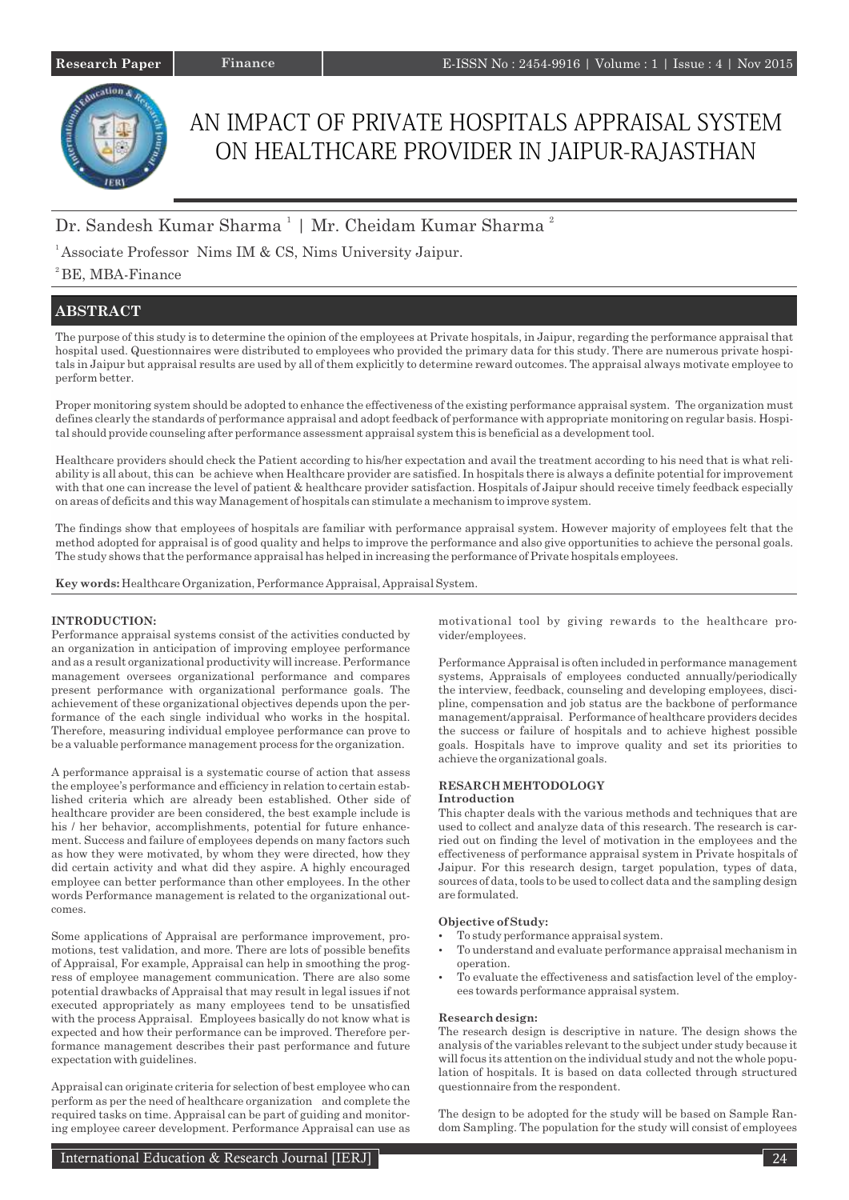# AN IMPACT OF PRIVATE HOSPITALS APPRAISAL SYSTEM ON HEALTHCARE PROVIDER IN JAIPUR-RAJASTHAN

Dr. Sandesh Kumar Sharma [1] | Mr. Cheidam Kumar Sharma [2]

[1] Associate Professor Nims IM & CS, Nims University Jaipur.

[2] BE, MBA-Finance

## ABSTRACT

The purpose of this study is to determine the opinion of the employees at Private hospitals, in Jaipur, regarding the performance appraisal that hospital used. Questionnaires were distributed to employees who provided the primary data for this study. There are numerous private hospitals in Jaipur but appraisal results are used by all of them explicitly to determine reward outcomes. The appraisal always motivate employee to perform better.

Proper monitoring system should be adopted to enhance the effectiveness of the existing performance appraisal system. The organization must defines clearly the standards of performance appraisal and adopt feedback of performance with appropriate monitoring on regular basis. Hospital should provide counseling after performance assessment appraisal system this is beneficial as a development tool.

Healthcare providers should check the Patient according to his/her expectation and avail the treatment according to his need that is what reliability is all about, this can be achieve when Healthcare provider are satisfied. In hospitals there is always a definite potential for improvement with that one can increase the level of patient & healthcare provider satisfaction. Hospitals of Jaipur should receive timely feedback especially on areas of deficits and this way Management of hospitals can stimulate a mechanism to improve system.

The findings show that employees of hospitals are familiar with performance appraisal system. However majority of employees felt that the method adopted for appraisal is of good quality and helps to improve the performance and also give opportunities to achieve the personal goals. The study shows that the performance appraisal has helped in increasing the performance of Private hospitals employees.

**Key words:** Healthcare Organization, Performance Appraisal, Appraisal System.

## INTRODUCTION:

Performance appraisal systems consist of the activities conducted by an organization in anticipation of improving employee performance and as a result organizational productivity will increase. Performance management oversees organizational performance and compares present performance with organizational performance goals. The achievement of these organizational objectives depends upon the performance of the each single individual who works in the hospital. Therefore, measuring individual employee performance can prove to be a valuable performance management process for the organization.

A performance appraisal is a systematic course of action that assess the employee's performance and efficiency in relation to certain established criteria which are already been established. Other side of healthcare provider are been considered, the best example include is his / her behavior, accomplishments, potential for future enhancement. Success and failure of employees depends on many factors such as how they were motivated, by whom they were directed, how they did certain activity and what did they aspire. A highly encouraged employee can better performance than other employees. In the other words Performance management is related to the organizational outcomes.

Some applications of Appraisal are performance improvement, promotions, test validation, and more. There are lots of possible benefits of Appraisal, For example, Appraisal can help in smoothing the progress of employee management communication. There are also some potential drawbacks of Appraisal that may result in legal issues if not executed appropriately as many employees tend to be unsatisfied with the process Appraisal. Employees basically do not know what is expected and how their performance can be improved. Therefore performance management describes their past performance and future expectation with guidelines.

Appraisal can originate criteria for selection of best employee who can perform as per the need of healthcare organization and complete the required tasks on time. Appraisal can be part of guiding and monitoring employee career development. Performance Appraisal can use as motivational tool by giving rewards to the healthcare provider/employees.

Performance Appraisal is often included in performance management systems, Appraisals of employees conducted annually/periodically the interview, feedback, counseling and developing employees, discipline, compensation and job status are the backbone of performance management/appraisal. Performance of healthcare providers decides the success or failure of hospitals and to achieve highest possible goals. Hospitals have to improve quality and set its priorities to achieve the organizational goals.

## RESEARCH MEHTODOLOGY

### Introduction

This chapter deals with the various methods and techniques that are used to collect and analyze data of this research. The research is carried out on finding the level of motivation in the employees and the effectiveness of performance appraisal system in Private hospitals of Jaipur. For this research design, target population, types of data, sources of data, tools to be used to collect data and the sampling design are formulated.

### Objective of Study:

- To study performance appraisal system.
- To understand and evaluate performance appraisal mechanism in operation.
- To evaluate the effectiveness and satisfaction level of the employees towards performance appraisal system.

### Research design:

The research design is descriptive in nature. The design shows the analysis of the variables relevant to the subject under study because it will focus its attention on the individual study and not the whole population of hospitals. It is based on data collected through structured questionnaire from the respondent.

The design to be adopted for the study will be based on Sample Random Sampling. The population for the study will consist of employees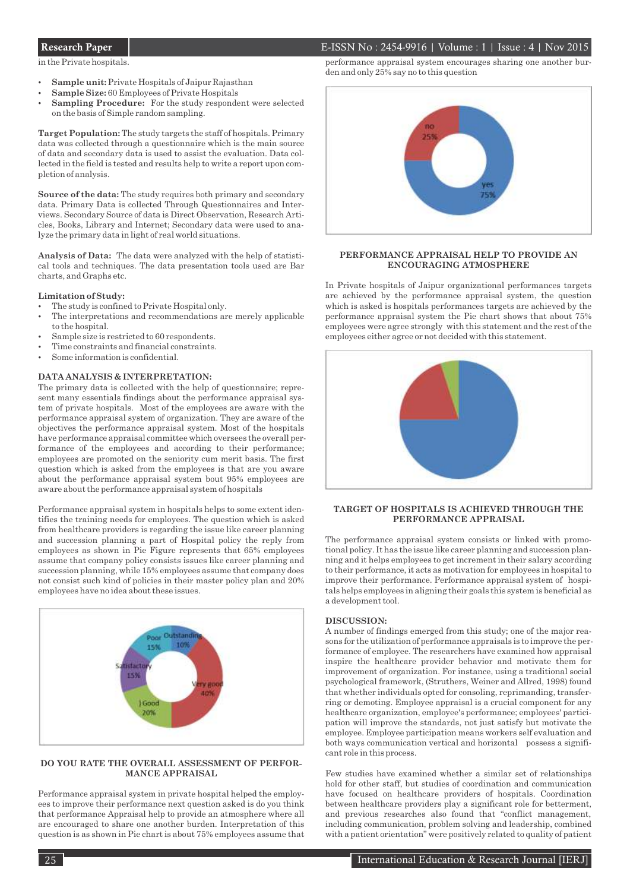in the Private hospitals.

- **Sample unit:** Private Hospitals of Jaipur Rajasthan
- **Sample Size:** 60 Employees of Private Hospitals
- **Sampling Procedure:** For the study respondent were selected on the basis of Simple random sampling.

**Target Population:** The study targets the staff of hospitals. Primary data was collected through a questionnaire which is the main source of data and secondary data is used to assist the evaluation. Data collected in the field is tested and results help to write a report upon completion of analysis.

**Source of the data:** The study requires both primary and secondary data. Primary Data is collected Through Questionnaires and Interviews. Secondary Source of data is Direct Observation, Research Articles, Books, Library and Internet; Secondary data were used to analyze the primary data in light of real world situations.

**Analysis of Data:** The data were analyzed with the help of statistical tools and techniques. The data presentation tools used are Bar charts, and Graphs etc.

**Limitation of Study:**

- The study is confined to Private Hospital only.
- The interpretations and recommendations are merely applicable to the hospital.
- Sample size is restricted to 60 respondents.
- Time constraints and financial constraints.
- Some information is confidential.

**DATA ANALYSIS & INTERPRETATION:**

The primary data is collected with the help of questionnaire; represent many essentials findings about the performance appraisal system of private hospitals. Most of the employees are aware with the performance appraisal system of organization. They are aware of the objectives the performance appraisal system. Most of the hospitals have performance appraisal committee which oversees the overall performance of the employees and according to their performance; employees are promoted on the seniority cum merit basis. The first question which is asked from the employees is that are you aware about the performance appraisal system bout 95% employees are aware about the performance appraisal system of hospitals

Performance appraisal system in hospitals helps to some extent identifies the training needs for employees. The question which is asked from healthcare providers is regarding the issue like career planning and succession planning a part of Hospital policy the reply from employees as shown in Pie Figure represents that 65% employees assume that company policy consists issues like career planning and succession planning, while 15% employees assume that company does not consist such kind of policies in their master policy plan and 20% employees have no idea about these issues.

Poor 15%, Outstanding 10%, Satisfactory 15%, Very good 40%, Good 20%

**DO YOU RATE THE OVERALL ASSESSMENT OF PERFORMANCE APPRAISAL**

Performance appraisal system in private hospital helped the employees to improve their performance next question asked is do you think that performance Appraisal help to provide an atmosphere where all are encouraged to share one another burden. Interpretation of this question is as shown in Pie chart is about 75% employees assume that performance appraisal system encourages sharing one another burden and only 25% say no to this question

no 25%, yes 75%

**PERFORMANCE APPRAISAL HELP TO PROVIDE AN ENCOURAGING ATMOSPHERE**

In Private hospitals of Jaipur organizational performances targets are achieved by the performance appraisal system, the question which is asked is hospitals performances targets are achieved by the performance appraisal system the Pie chart shows that about 75% employees were agree strongly with this statement and the rest of the employees either agree or not decided with this statement.

**TARGET OF HOSPITALS IS ACHIEVED THROUGH THE PERFORMANCE APPRAISAL**

The performance appraisal system consists or linked with promotional policy. It has the issue like career planning and succession planning and it helps employees to get increment in their salary according to their performance, it acts as motivation for employees in hospital to improve their performance. Performance appraisal system of hospitals helps employees in aligning their goals this system is beneficial as a development tool.

**DISCUSSION:**

A number of findings emerged from this study; one of the major reasons for the utilization of performance appraisals is to improve the performance of employee. The researchers have examined how appraisal inspire the healthcare provider behavior and motivate them for improvement of organization. For instance, using a traditional social psychological framework, (Struthers, Weiner and Allred, 1998) found that whether individuals opted for consoling, reprimanding, transferring or demoting. Employee appraisal is a crucial component for any healthcare organization, employee's performance; employees' participation will improve the standards, not just satisfy but motivate the employee. Employee participation means workers self evaluation and both ways communication vertical and horizontal possess a significant role in this process.

Few studies have examined whether a similar set of relationships hold for other staff, but studies of coordination and communication have focused on healthcare providers of hospitals. Coordination between healthcare providers play a significant role for betterment, and previous researches also found that "conflict management, including communication, problem solving and leadership, combined with a patient orientation" were positively related to quality of patient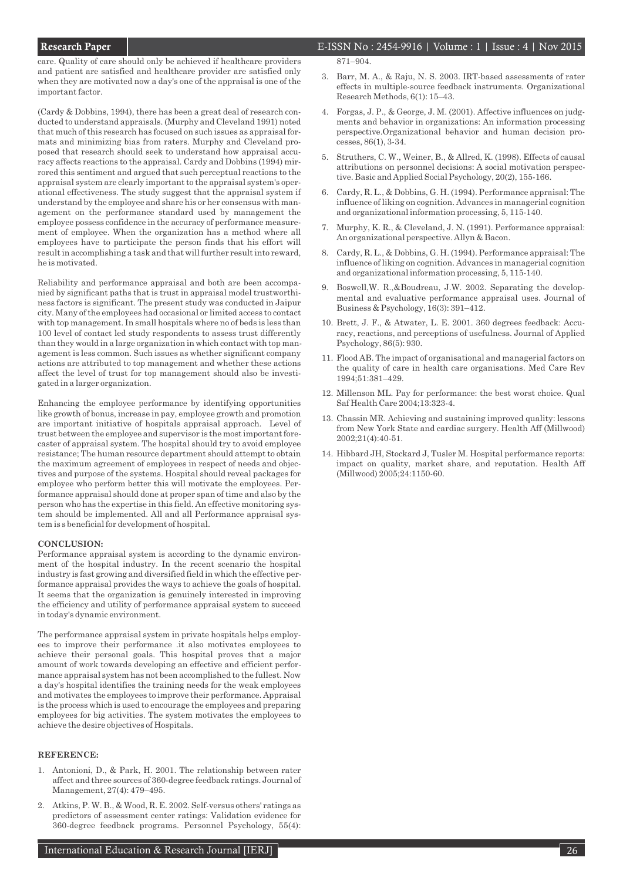care. Quality of care should only be achieved if healthcare providers and patient are satisfied and healthcare provider are satisfied only when they are motivated now a day's one of the appraisal is one of the important factor.

(Cardy & Dobbins, 1994), there has been a great deal of research conducted to understand appraisals. (Murphy and Cleveland 1991) noted that much of this research has focused on such issues as appraisal formats and minimizing bias from raters. Murphy and Cleveland proposed that research should seek to understand how appraisal accuracy affects reactions to the appraisal. Cardy and Dobbins (1994) mirrored this sentiment and argued that such perceptual reactions to the appraisal system are clearly important to the appraisal system's operational effectiveness. The study suggest that the appraisal system if understand by the employee and share his or her consensus with management on the performance standard used by management the employee possess confidence in the accuracy of performance measurement of employee. When the organization has a method where all employees have to participate the person finds that his effort will result in accomplishing a task and that will further result into reward, he is motivated.

Reliability and performance appraisal and both are been accompanied by significant paths that is trust in appraisal model trustworthiness factors is significant. The present study was conducted in Jaipur city. Many of the employees had occasional or limited access to contact with top management. In small hospitals where no of beds is less than 100 level of contact led study respondents to assess trust differently than they would in a large organization in which contact with top management is less common. Such issues as whether significant company actions are attributed to top management and whether these actions affect the level of trust for top management should also be investigated in a larger organization.

Enhancing the employee performance by identifying opportunities like growth of bonus, increase in pay, employee growth and promotion are important initiative of hospitals appraisal approach. Level of trust between the employee and supervisor is the most important forecaster of appraisal system. The hospital should try to avoid employee resistance; The human resource department should attempt to obtain the maximum agreement of employees in respect of needs and objectives and purpose of the systems. Hospital should reveal packages for employee who perform better this will motivate the employees. Performance appraisal should done at proper span of time and also by the person who has the expertise in this field. An effective monitoring system should be implemented. All and all Performance appraisal system is s beneficial for development of hospital.

## CONCLUSION:

Performance appraisal system is according to the dynamic environment of the hospital industry. In the recent scenario the hospital industry is fast growing and diversified field in which the effective performance appraisal provides the ways to achieve the goals of hospital. It seems that the organization is genuinely interested in improving the efficiency and utility of performance appraisal system to succeed in today's dynamic environment.

The performance appraisal system in private hospitals helps employees to improve their performance .it also motivates employees to achieve their personal goals. This hospital proves that a major amount of work towards developing an effective and efficient performance appraisal system has not been accomplished to the fullest. Now a day's hospital identifies the training needs for the weak employees and motivates the employees to improve their performance. Appraisal is the process which is used to encourage the employees and preparing employees for big activities. The system motivates the employees to achieve the desire objectives of Hospitals.

## REFERENCE:

1. Antonioni, D., & Park, H. 2001. The relationship between rater affect and three sources of 360-degree feedback ratings. Journal of Management, 27(4): 479–495.
2. Atkins, P. W. B., & Wood, R. E. 2002. Self-versus others' ratings as predictors of assessment center ratings: Validation evidence for 360-degree feedback programs. Personnel Psychology, 55(4): 871–904.
3. Barr, M. A., & Raju, N. S. 2003. IRT-based assessments of rater effects in multiple-source feedback instruments. Organizational Research Methods, 6(1): 15–43.
4. Forgas, J. P., & George, J. M. (2001). Affective influences on judgments and behavior in organizations: An information processing perspective.Organizational behavior and human decision processes, 86(1), 3-34.
5. Struthers, C. W., Weiner, B., & Allred, K. (1998). Effects of causal attributions on personnel decisions: A social motivation perspective. Basic and Applied Social Psychology, 20(2), 155-166.
6. Cardy, R. L., & Dobbins, G. H. (1994). Performance appraisal: The influence of liking on cognition. Advances in managerial cognition and organizational information processing, 5, 115-140.
7. Murphy, K. R., & Cleveland, J. N. (1991). Performance appraisal: An organizational perspective. Allyn & Bacon.
8. Cardy, R. L., & Dobbins, G. H. (1994). Performance appraisal: The influence of liking on cognition. Advances in managerial cognition and organizational information processing, 5, 115-140.
9. Boswell,W. R.,&Boudreau, J.W. 2002. Separating the developmental and evaluative performance appraisal uses. Journal of Business & Psychology, 16(3): 391–412.
10. Brett, J. F., & Atwater, L. E. 2001. 360 degrees feedback: Accuracy, reactions, and perceptions of usefulness. Journal of Applied Psychology, 86(5): 930.
11. Flood AB. The impact of organisational and managerial factors on the quality of care in health care organisations. Med Care Rev 1994;51:381–429.
12. Millenson ML. Pay for performance: the best worst choice. Qual Saf Health Care 2004;13:323-4.
13. Chassin MR. Achieving and sustaining improved quality: lessons from New York State and cardiac surgery. Health Aff (Millwood) 2002;21(4):40-51.
14. Hibbard JH, Stockard J, Tusler M. Hospital performance reports: impact on quality, market share, and reputation. Health Aff (Millwood) 2005;24:1150-60.